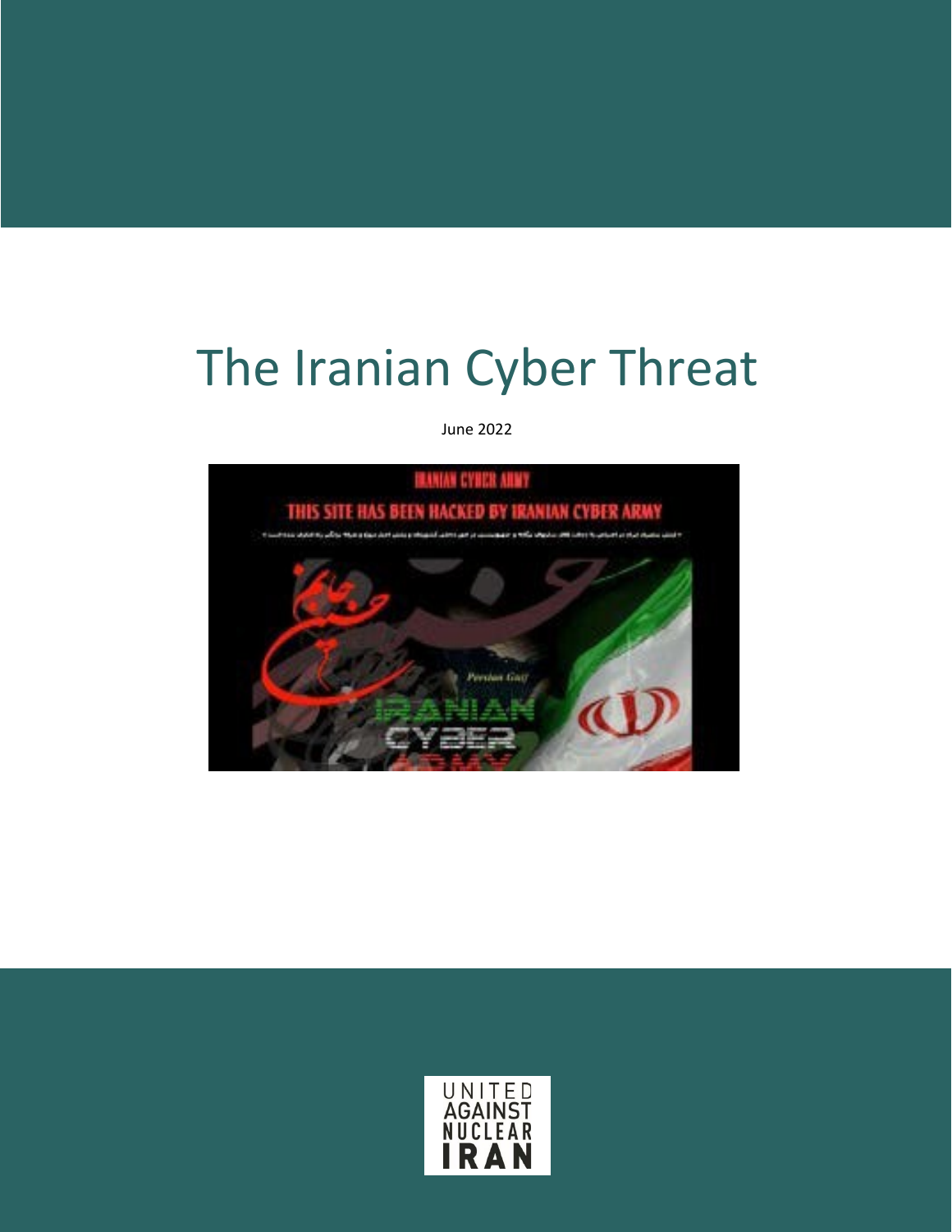# The Iranian Cyber Threat

June 2022

UNITED AGAINST NUCLEAR IRAN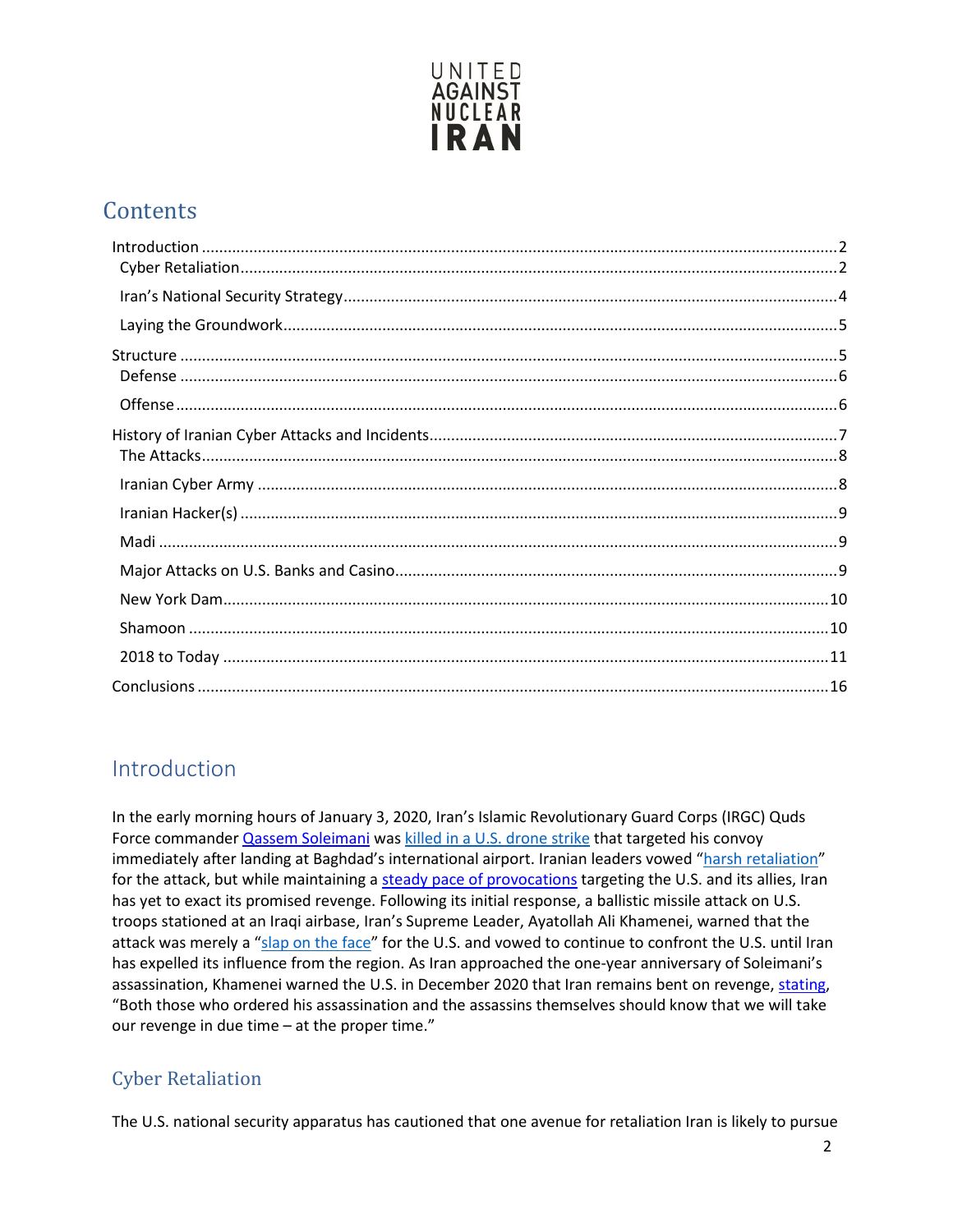UNITED AGAINST NUCLEAR IRAN

# Contents

Introduction ....................................................................................................................... 2
- Cyber Retaliation ........................................................................................................ 2
- Iran's National Security Strategy ................................................................................. 4
- Laying the Groundwork ............................................................................................... 5

Structure .............................................................................................................................. 5
- Defense ....................................................................................................................... 6
- Offense ....................................................................................................................... 6

History of Iranian Cyber Attacks and Incidents ................................................................. 7
- The Attacks ................................................................................................................. 8
- Iranian Cyber Army ..................................................................................................... 8
- Iranian Hacker(s) ......................................................................................................... 9
- Madi ............................................................................................................................ 9
- Major Attacks on U.S. Banks and Casino .................................................................... 9
- New York Dam ........................................................................................................... 10
- Shamoon .................................................................................................................... 10
- 2018 to Today ............................................................................................................ 11

Conclusions ....................................................................................................................... 16

# Introduction

In the early morning hours of January 3, 2020, Iran's Islamic Revolutionary Guard Corps (IRGC) Quds Force commander Qassem Soleimani was killed in a U.S. drone strike that targeted his convoy immediately after landing at Baghdad's international airport. Iranian leaders vowed "harsh retaliation" for the attack, but while maintaining a steady pace of provocations targeting the U.S. and its allies, Iran has yet to exact its promised revenge. Following its initial response, a ballistic missile attack on U.S. troops stationed at an Iraqi airbase, Iran's Supreme Leader, Ayatollah Ali Khamenei, warned that the attack was merely a "slap on the face" for the U.S. and vowed to continue to confront the U.S. until Iran has expelled its influence from the region. As Iran approached the one-year anniversary of Soleimani's assassination, Khamenei warned the U.S. in December 2020 that Iran remains bent on revenge, stating, "Both those who ordered his assassination and the assassins themselves should know that we will take our revenge in due time – at the proper time."

## Cyber Retaliation

The U.S. national security apparatus has cautioned that one avenue for retaliation Iran is likely to pursue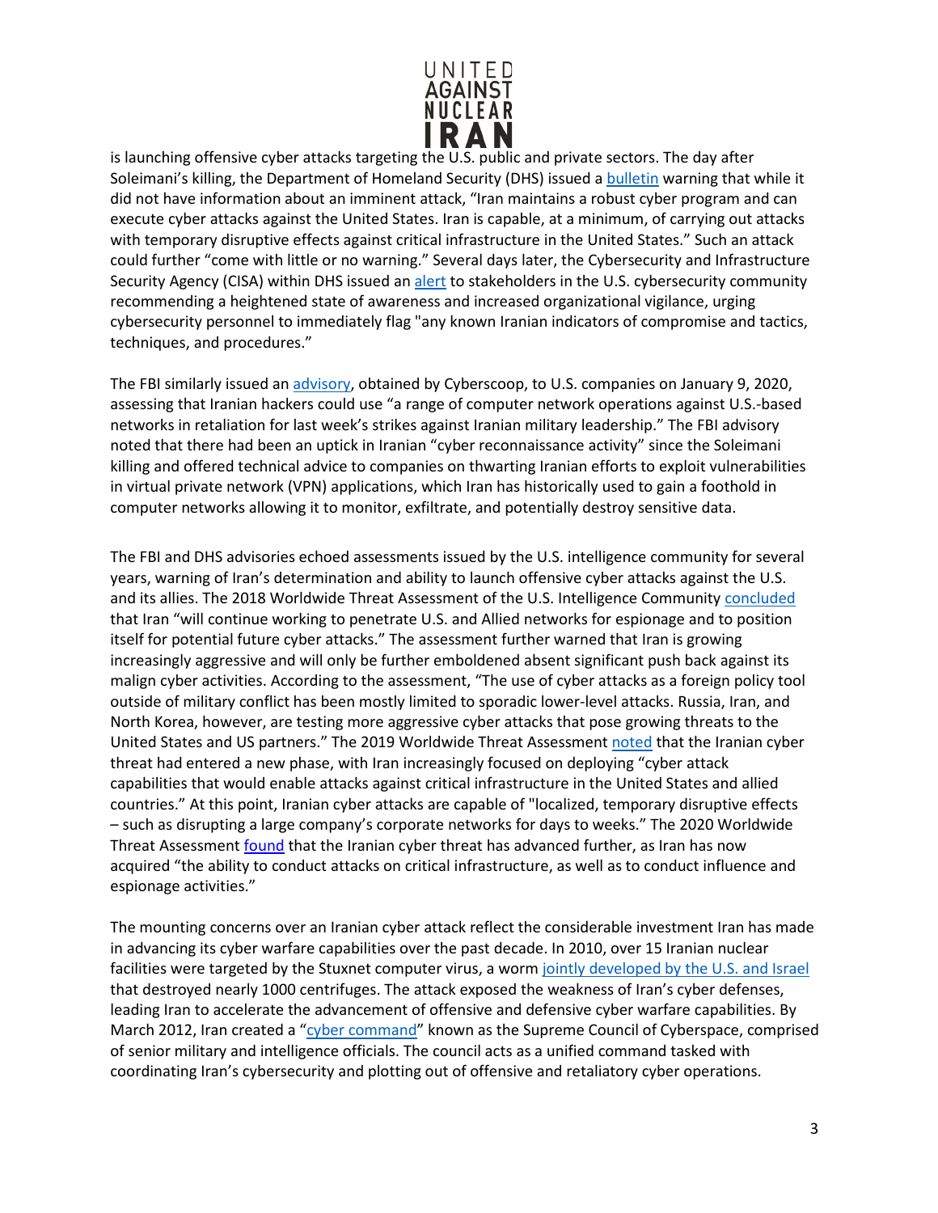is launching offensive cyber attacks targeting the U.S. public and private sectors. The day after Soleimani's killing, the Department of Homeland Security (DHS) issued a bulletin warning that while it did not have information about an imminent attack, "Iran maintains a robust cyber program and can execute cyber attacks against the United States. Iran is capable, at a minimum, of carrying out attacks with temporary disruptive effects against critical infrastructure in the United States." Such an attack could further "come with little or no warning." Several days later, the Cybersecurity and Infrastructure Security Agency (CISA) within DHS issued an alert to stakeholders in the U.S. cybersecurity community recommending a heightened state of awareness and increased organizational vigilance, urging cybersecurity personnel to immediately flag "any known Iranian indicators of compromise and tactics, techniques, and procedures."

The FBI similarly issued an advisory, obtained by Cyberscoop, to U.S. companies on January 9, 2020, assessing that Iranian hackers could use "a range of computer network operations against U.S.-based networks in retaliation for last week's strikes against Iranian military leadership." The FBI advisory noted that there had been an uptick in Iranian "cyber reconnaissance activity" since the Soleimani killing and offered technical advice to companies on thwarting Iranian efforts to exploit vulnerabilities in virtual private network (VPN) applications, which Iran has historically used to gain a foothold in computer networks allowing it to monitor, exfiltrate, and potentially destroy sensitive data.

The FBI and DHS advisories echoed assessments issued by the U.S. intelligence community for several years, warning of Iran's determination and ability to launch offensive cyber attacks against the U.S. and its allies. The 2018 Worldwide Threat Assessment of the U.S. Intelligence Community concluded that Iran "will continue working to penetrate U.S. and Allied networks for espionage and to position itself for potential future cyber attacks." The assessment further warned that Iran is growing increasingly aggressive and will only be further emboldened absent significant push back against its malign cyber activities. According to the assessment, "The use of cyber attacks as a foreign policy tool outside of military conflict has been mostly limited to sporadic lower-level attacks. Russia, Iran, and North Korea, however, are testing more aggressive cyber attacks that pose growing threats to the United States and US partners." The 2019 Worldwide Threat Assessment noted that the Iranian cyber threat had entered a new phase, with Iran increasingly focused on deploying "cyber attack capabilities that would enable attacks against critical infrastructure in the United States and allied countries." At this point, Iranian cyber attacks are capable of "localized, temporary disruptive effects – such as disrupting a large company's corporate networks for days to weeks." The 2020 Worldwide Threat Assessment found that the Iranian cyber threat has advanced further, as Iran has now acquired "the ability to conduct attacks on critical infrastructure, as well as to conduct influence and espionage activities."

The mounting concerns over an Iranian cyber attack reflect the considerable investment Iran has made in advancing its cyber warfare capabilities over the past decade. In 2010, over 15 Iranian nuclear facilities were targeted by the Stuxnet computer virus, a worm jointly developed by the U.S. and Israel that destroyed nearly 1000 centrifuges. The attack exposed the weakness of Iran's cyber defenses, leading Iran to accelerate the advancement of offensive and defensive cyber warfare capabilities. By March 2012, Iran created a "cyber command" known as the Supreme Council of Cyberspace, comprised of senior military and intelligence officials. The council acts as a unified command tasked with coordinating Iran's cybersecurity and plotting out of offensive and retaliatory cyber operations.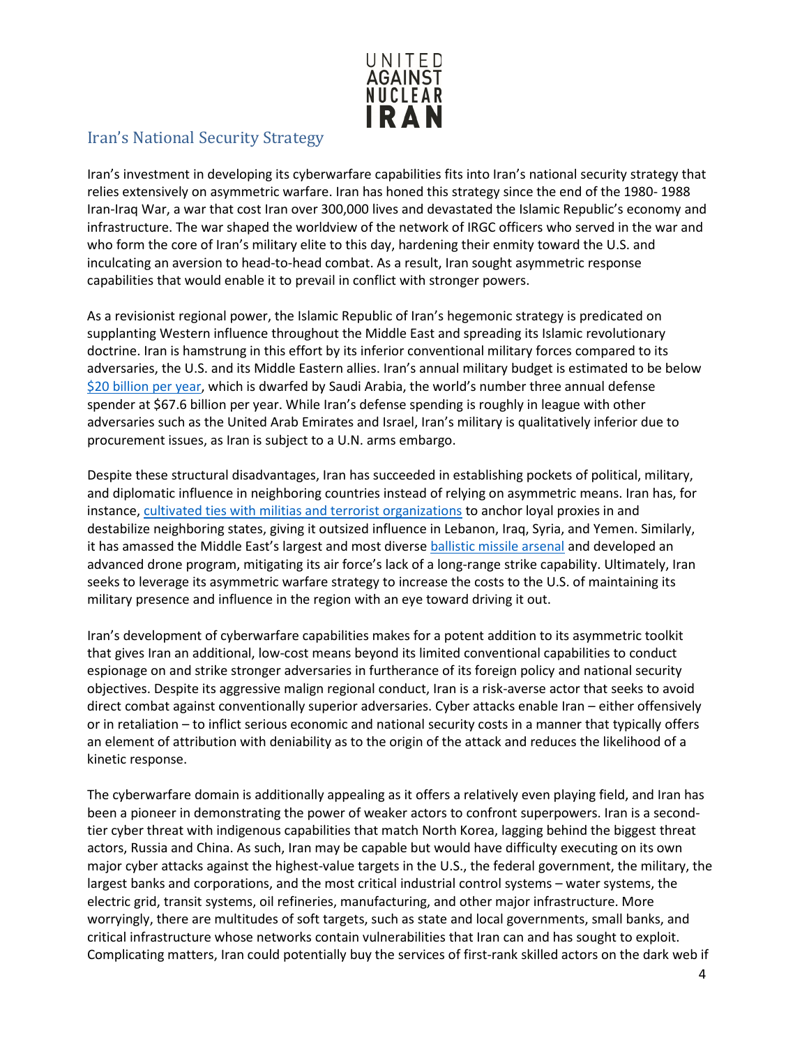## Iran's National Security Strategy

Iran's investment in developing its cyberwarfare capabilities fits into Iran's national security strategy that relies extensively on asymmetric warfare. Iran has honed this strategy since the end of the 1980- 1988 Iran-Iraq War, a war that cost Iran over 300,000 lives and devastated the Islamic Republic's economy and infrastructure. The war shaped the worldview of the network of IRGC officers who served in the war and who form the core of Iran's military elite to this day, hardening their enmity toward the U.S. and inculcating an aversion to head-to-head combat. As a result, Iran sought asymmetric response capabilities that would enable it to prevail in conflict with stronger powers.

As a revisionist regional power, the Islamic Republic of Iran's hegemonic strategy is predicated on supplanting Western influence throughout the Middle East and spreading its Islamic revolutionary doctrine. Iran is hamstrung in this effort by its inferior conventional military forces compared to its adversaries, the U.S. and its Middle Eastern allies. Iran's annual military budget is estimated to be below $20 billion per year, which is dwarfed by Saudi Arabia, the world's number three annual defense spender at $67.6 billion per year. While Iran's defense spending is roughly in league with other adversaries such as the United Arab Emirates and Israel, Iran's military is qualitatively inferior due to procurement issues, as Iran is subject to a U.N. arms embargo.

Despite these structural disadvantages, Iran has succeeded in establishing pockets of political, military, and diplomatic influence in neighboring countries instead of relying on asymmetric means. Iran has, for instance, cultivated ties with militias and terrorist organizations to anchor loyal proxies in and destabilize neighboring states, giving it outsized influence in Lebanon, Iraq, Syria, and Yemen. Similarly, it has amassed the Middle East's largest and most diverse ballistic missile arsenal and developed an advanced drone program, mitigating its air force's lack of a long-range strike capability. Ultimately, Iran seeks to leverage its asymmetric warfare strategy to increase the costs to the U.S. of maintaining its military presence and influence in the region with an eye toward driving it out.

Iran's development of cyberwarfare capabilities makes for a potent addition to its asymmetric toolkit that gives Iran an additional, low-cost means beyond its limited conventional capabilities to conduct espionage on and strike stronger adversaries in furtherance of its foreign policy and national security objectives. Despite its aggressive malign regional conduct, Iran is a risk-averse actor that seeks to avoid direct combat against conventionally superior adversaries. Cyber attacks enable Iran – either offensively or in retaliation – to inflict serious economic and national security costs in a manner that typically offers an element of attribution with deniability as to the origin of the attack and reduces the likelihood of a kinetic response.

The cyberwarfare domain is additionally appealing as it offers a relatively even playing field, and Iran has been a pioneer in demonstrating the power of weaker actors to confront superpowers. Iran is a second-tier cyber threat with indigenous capabilities that match North Korea, lagging behind the biggest threat actors, Russia and China. As such, Iran may be capable but would have difficulty executing on its own major cyber attacks against the highest-value targets in the U.S., the federal government, the military, the largest banks and corporations, and the most critical industrial control systems – water systems, the electric grid, transit systems, oil refineries, manufacturing, and other major infrastructure. More worryingly, there are multitudes of soft targets, such as state and local governments, small banks, and critical infrastructure whose networks contain vulnerabilities that Iran can and has sought to exploit. Complicating matters, Iran could potentially buy the services of first-rank skilled actors on the dark web if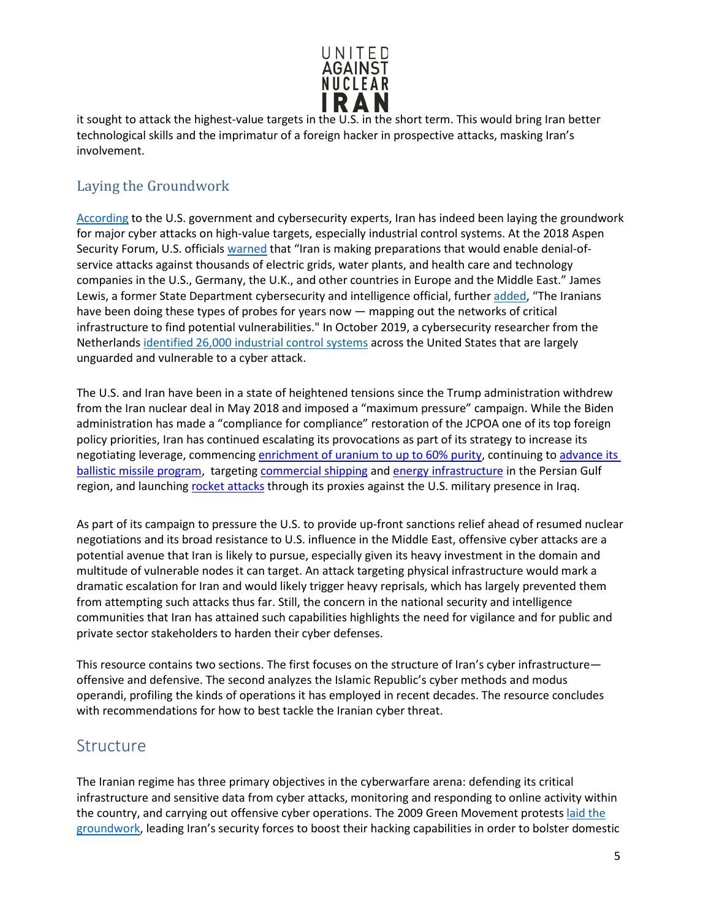it sought to attack the highest-value targets in the U.S. in the short term. This would bring Iran better technological skills and the imprimatur of a foreign hacker in prospective attacks, masking Iran's involvement.

## Laying the Groundwork

According to the U.S. government and cybersecurity experts, Iran has indeed been laying the groundwork for major cyber attacks on high-value targets, especially industrial control systems. At the 2018 Aspen Security Forum, U.S. officials warned that "Iran is making preparations that would enable denial-of-service attacks against thousands of electric grids, water plants, and health care and technology companies in the U.S., Germany, the U.K., and other countries in Europe and the Middle East." James Lewis, a former State Department cybersecurity and intelligence official, further added, "The Iranians have been doing these types of probes for years now — mapping out the networks of critical infrastructure to find potential vulnerabilities." In October 2019, a cybersecurity researcher from the Netherlands identified 26,000 industrial control systems across the United States that are largely unguarded and vulnerable to a cyber attack.

The U.S. and Iran have been in a state of heightened tensions since the Trump administration withdrew from the Iran nuclear deal in May 2018 and imposed a "maximum pressure" campaign. While the Biden administration has made a "compliance for compliance" restoration of the JCPOA one of its top foreign policy priorities, Iran has continued escalating its provocations as part of its strategy to increase its negotiating leverage, commencing enrichment of uranium to up to 60% purity, continuing to advance its ballistic missile program, targeting commercial shipping and energy infrastructure in the Persian Gulf region, and launching rocket attacks through its proxies against the U.S. military presence in Iraq.

As part of its campaign to pressure the U.S. to provide up-front sanctions relief ahead of resumed nuclear negotiations and its broad resistance to U.S. influence in the Middle East, offensive cyber attacks are a potential avenue that Iran is likely to pursue, especially given its heavy investment in the domain and multitude of vulnerable nodes it can target. An attack targeting physical infrastructure would mark a dramatic escalation for Iran and would likely trigger heavy reprisals, which has largely prevented them from attempting such attacks thus far. Still, the concern in the national security and intelligence communities that Iran has attained such capabilities highlights the need for vigilance and for public and private sector stakeholders to harden their cyber defenses.

This resource contains two sections. The first focuses on the structure of Iran's cyber infrastructure—offensive and defensive. The second analyzes the Islamic Republic's cyber methods and modus operandi, profiling the kinds of operations it has employed in recent decades. The resource concludes with recommendations for how to best tackle the Iranian cyber threat.

# Structure

The Iranian regime has three primary objectives in the cyberwarfare arena: defending its critical infrastructure and sensitive data from cyber attacks, monitoring and responding to online activity within the country, and carrying out offensive cyber operations. The 2009 Green Movement protests laid the groundwork, leading Iran's security forces to boost their hacking capabilities in order to bolster domestic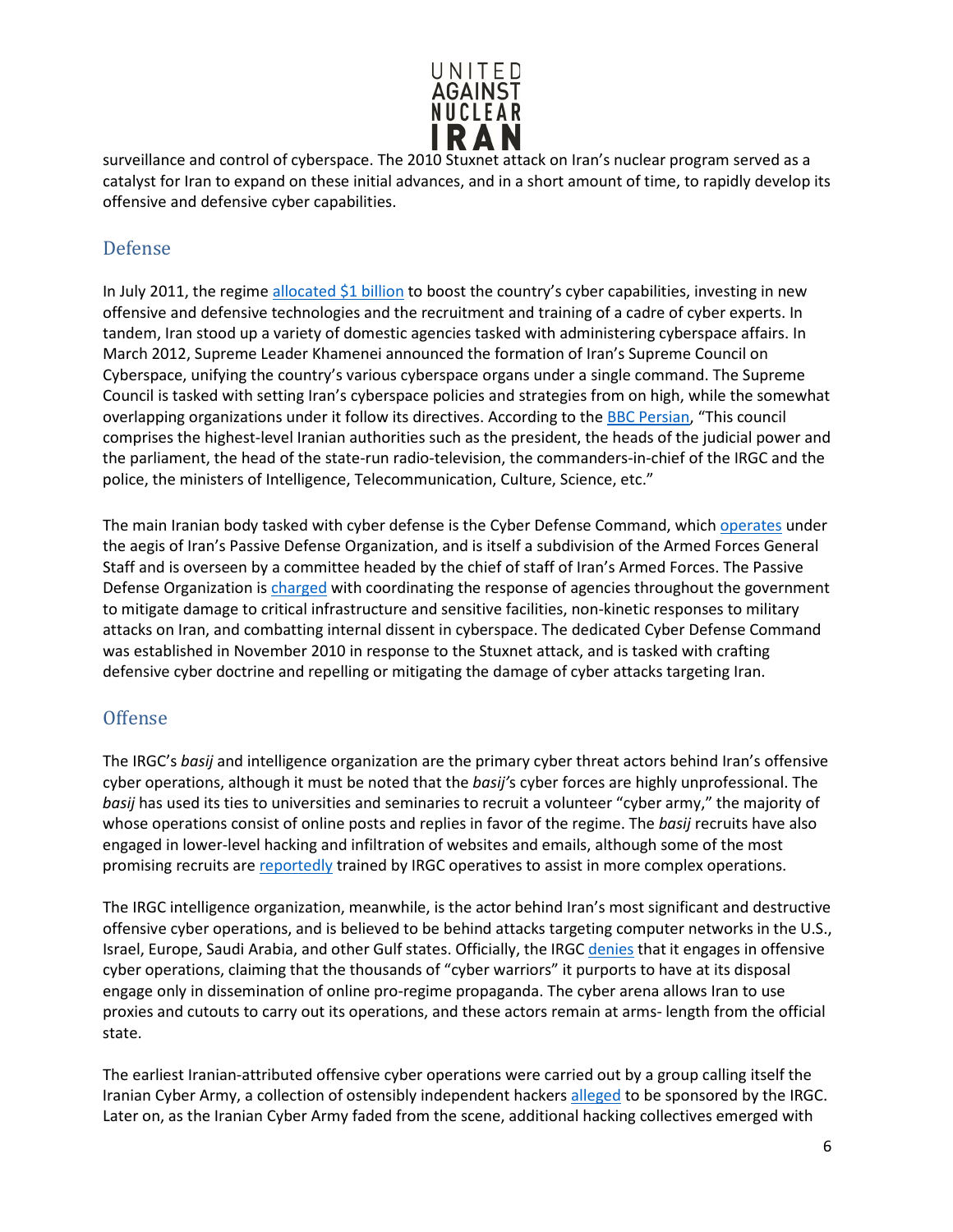surveillance and control of cyberspace. The 2010 Stuxnet attack on Iran's nuclear program served as a catalyst for Iran to expand on these initial advances, and in a short amount of time, to rapidly develop its offensive and defensive cyber capabilities.

## Defense

In July 2011, the regime allocated $1 billion to boost the country's cyber capabilities, investing in new offensive and defensive technologies and the recruitment and training of a cadre of cyber experts. In tandem, Iran stood up a variety of domestic agencies tasked with administering cyberspace affairs. In March 2012, Supreme Leader Khamenei announced the formation of Iran's Supreme Council on Cyberspace, unifying the country's various cyberspace organs under a single command. The Supreme Council is tasked with setting Iran's cyberspace policies and strategies from on high, while the somewhat overlapping organizations under it follow its directives. According to the BBC Persian, "This council comprises the highest-level Iranian authorities such as the president, the heads of the judicial power and the parliament, the head of the state-run radio-television, the commanders-in-chief of the IRGC and the police, the ministers of Intelligence, Telecommunication, Culture, Science, etc."

The main Iranian body tasked with cyber defense is the Cyber Defense Command, which operates under the aegis of Iran's Passive Defense Organization, and is itself a subdivision of the Armed Forces General Staff and is overseen by a committee headed by the chief of staff of Iran's Armed Forces. The Passive Defense Organization is charged with coordinating the response of agencies throughout the government to mitigate damage to critical infrastructure and sensitive facilities, non-kinetic responses to military attacks on Iran, and combatting internal dissent in cyberspace. The dedicated Cyber Defense Command was established in November 2010 in response to the Stuxnet attack, and is tasked with crafting defensive cyber doctrine and repelling or mitigating the damage of cyber attacks targeting Iran.

## Offense

The IRGC's *basij* and intelligence organization are the primary cyber threat actors behind Iran's offensive cyber operations, although it must be noted that the *basij'*s cyber forces are highly unprofessional. The *basij* has used its ties to universities and seminaries to recruit a volunteer "cyber army," the majority of whose operations consist of online posts and replies in favor of the regime. The *basij* recruits have also engaged in lower-level hacking and infiltration of websites and emails, although some of the most promising recruits are reportedly trained by IRGC operatives to assist in more complex operations.

The IRGC intelligence organization, meanwhile, is the actor behind Iran's most significant and destructive offensive cyber operations, and is believed to be behind attacks targeting computer networks in the U.S., Israel, Europe, Saudi Arabia, and other Gulf states. Officially, the IRGC denies that it engages in offensive cyber operations, claiming that the thousands of "cyber warriors" it purports to have at its disposal engage only in dissemination of online pro-regime propaganda. The cyber arena allows Iran to use proxies and cutouts to carry out its operations, and these actors remain at arms- length from the official state.

The earliest Iranian-attributed offensive cyber operations were carried out by a group calling itself the Iranian Cyber Army, a collection of ostensibly independent hackers alleged to be sponsored by the IRGC. Later on, as the Iranian Cyber Army faded from the scene, additional hacking collectives emerged with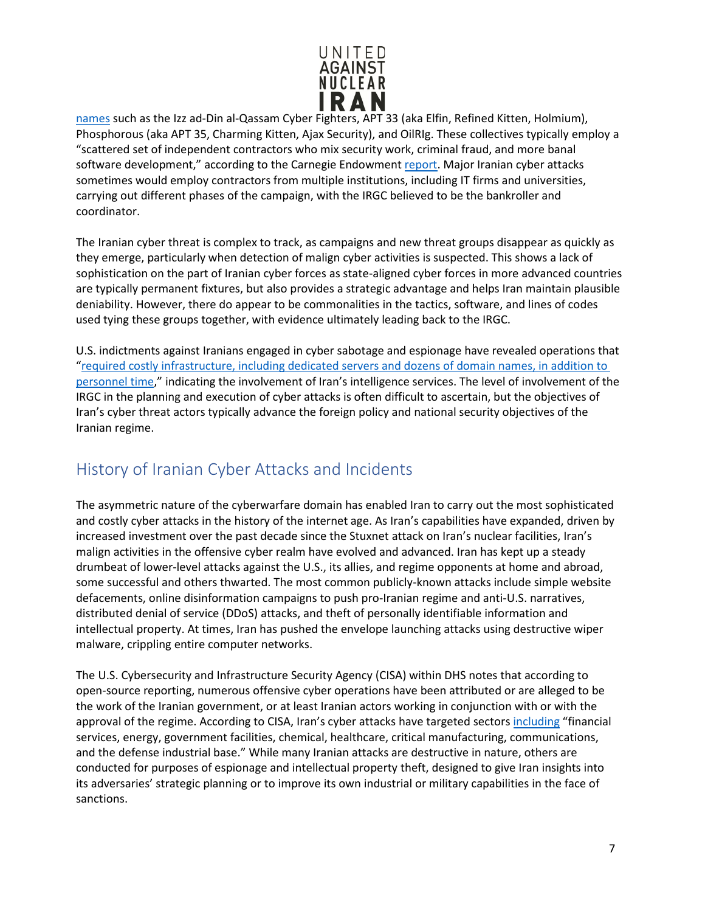names such as the Izz ad-Din al-Qassam Cyber Fighters, APT 33 (aka Elfin, Refined Kitten, Holmium), Phosphorous (aka APT 35, Charming Kitten, Ajax Security), and OilRIg. These collectives typically employ a "scattered set of independent contractors who mix security work, criminal fraud, and more banal software development," according to the Carnegie Endowment report. Major Iranian cyber attacks sometimes would employ contractors from multiple institutions, including IT firms and universities, carrying out different phases of the campaign, with the IRGC believed to be the bankroller and coordinator.

The Iranian cyber threat is complex to track, as campaigns and new threat groups disappear as quickly as they emerge, particularly when detection of malign cyber activities is suspected. This shows a lack of sophistication on the part of Iranian cyber forces as state-aligned cyber forces in more advanced countries are typically permanent fixtures, but also provides a strategic advantage and helps Iran maintain plausible deniability. However, there do appear to be commonalities in the tactics, software, and lines of codes used tying these groups together, with evidence ultimately leading back to the IRGC.

U.S. indictments against Iranians engaged in cyber sabotage and espionage have revealed operations that "required costly infrastructure, including dedicated servers and dozens of domain names, in addition to personnel time," indicating the involvement of Iran's intelligence services. The level of involvement of the IRGC in the planning and execution of cyber attacks is often difficult to ascertain, but the objectives of Iran's cyber threat actors typically advance the foreign policy and national security objectives of the Iranian regime.

## History of Iranian Cyber Attacks and Incidents

The asymmetric nature of the cyberwarfare domain has enabled Iran to carry out the most sophisticated and costly cyber attacks in the history of the internet age. As Iran's capabilities have expanded, driven by increased investment over the past decade since the Stuxnet attack on Iran's nuclear facilities, Iran's malign activities in the offensive cyber realm have evolved and advanced. Iran has kept up a steady drumbeat of lower-level attacks against the U.S., its allies, and regime opponents at home and abroad, some successful and others thwarted. The most common publicly-known attacks include simple website defacements, online disinformation campaigns to push pro-Iranian regime and anti-U.S. narratives, distributed denial of service (DDoS) attacks, and theft of personally identifiable information and intellectual property. At times, Iran has pushed the envelope launching attacks using destructive wiper malware, crippling entire computer networks.

The U.S. Cybersecurity and Infrastructure Security Agency (CISA) within DHS notes that according to open-source reporting, numerous offensive cyber operations have been attributed or are alleged to be the work of the Iranian government, or at least Iranian actors working in conjunction with or with the approval of the regime. According to CISA, Iran's cyber attacks have targeted sectors including "financial services, energy, government facilities, chemical, healthcare, critical manufacturing, communications, and the defense industrial base." While many Iranian attacks are destructive in nature, others are conducted for purposes of espionage and intellectual property theft, designed to give Iran insights into its adversaries' strategic planning or to improve its own industrial or military capabilities in the face of sanctions.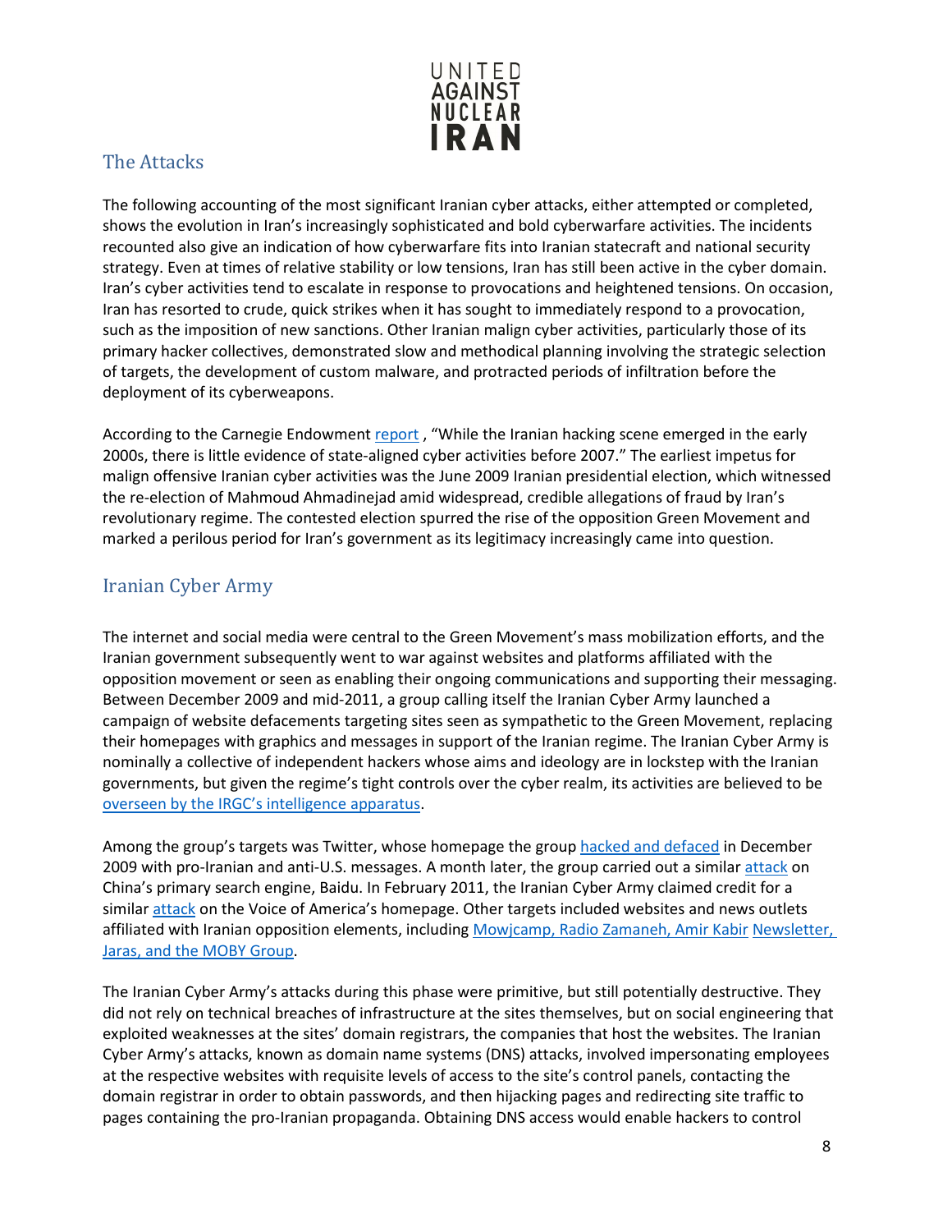## The Attacks

The following accounting of the most significant Iranian cyber attacks, either attempted or completed, shows the evolution in Iran's increasingly sophisticated and bold cyberwarfare activities. The incidents recounted also give an indication of how cyberwarfare fits into Iranian statecraft and national security strategy. Even at times of relative stability or low tensions, Iran has still been active in the cyber domain. Iran's cyber activities tend to escalate in response to provocations and heightened tensions. On occasion, Iran has resorted to crude, quick strikes when it has sought to immediately respond to a provocation, such as the imposition of new sanctions. Other Iranian malign cyber activities, particularly those of its primary hacker collectives, demonstrated slow and methodical planning involving the strategic selection of targets, the development of custom malware, and protracted periods of infiltration before the deployment of its cyberweapons.

According to the Carnegie Endowment report , "While the Iranian hacking scene emerged in the early 2000s, there is little evidence of state-aligned cyber activities before 2007." The earliest impetus for malign offensive Iranian cyber activities was the June 2009 Iranian presidential election, which witnessed the re-election of Mahmoud Ahmadinejad amid widespread, credible allegations of fraud by Iran's revolutionary regime. The contested election spurred the rise of the opposition Green Movement and marked a perilous period for Iran's government as its legitimacy increasingly came into question.

## Iranian Cyber Army

The internet and social media were central to the Green Movement's mass mobilization efforts, and the Iranian government subsequently went to war against websites and platforms affiliated with the opposition movement or seen as enabling their ongoing communications and supporting their messaging. Between December 2009 and mid-2011, a group calling itself the Iranian Cyber Army launched a campaign of website defacements targeting sites seen as sympathetic to the Green Movement, replacing their homepages with graphics and messages in support of the Iranian regime. The Iranian Cyber Army is nominally a collective of independent hackers whose aims and ideology are in lockstep with the Iranian governments, but given the regime's tight controls over the cyber realm, its activities are believed to be overseen by the IRGC's intelligence apparatus.

Among the group's targets was Twitter, whose homepage the group hacked and defaced in December 2009 with pro-Iranian and anti-U.S. messages. A month later, the group carried out a similar attack on China's primary search engine, Baidu. In February 2011, the Iranian Cyber Army claimed credit for a similar attack on the Voice of America's homepage. Other targets included websites and news outlets affiliated with Iranian opposition elements, including Mowjcamp, Radio Zamaneh, Amir Kabir Newsletter, Jaras, and the MOBY Group.

The Iranian Cyber Army's attacks during this phase were primitive, but still potentially destructive. They did not rely on technical breaches of infrastructure at the sites themselves, but on social engineering that exploited weaknesses at the sites' domain registrars, the companies that host the websites. The Iranian Cyber Army's attacks, known as domain name systems (DNS) attacks, involved impersonating employees at the respective websites with requisite levels of access to the site's control panels, contacting the domain registrar in order to obtain passwords, and then hijacking pages and redirecting site traffic to pages containing the pro-Iranian propaganda. Obtaining DNS access would enable hackers to control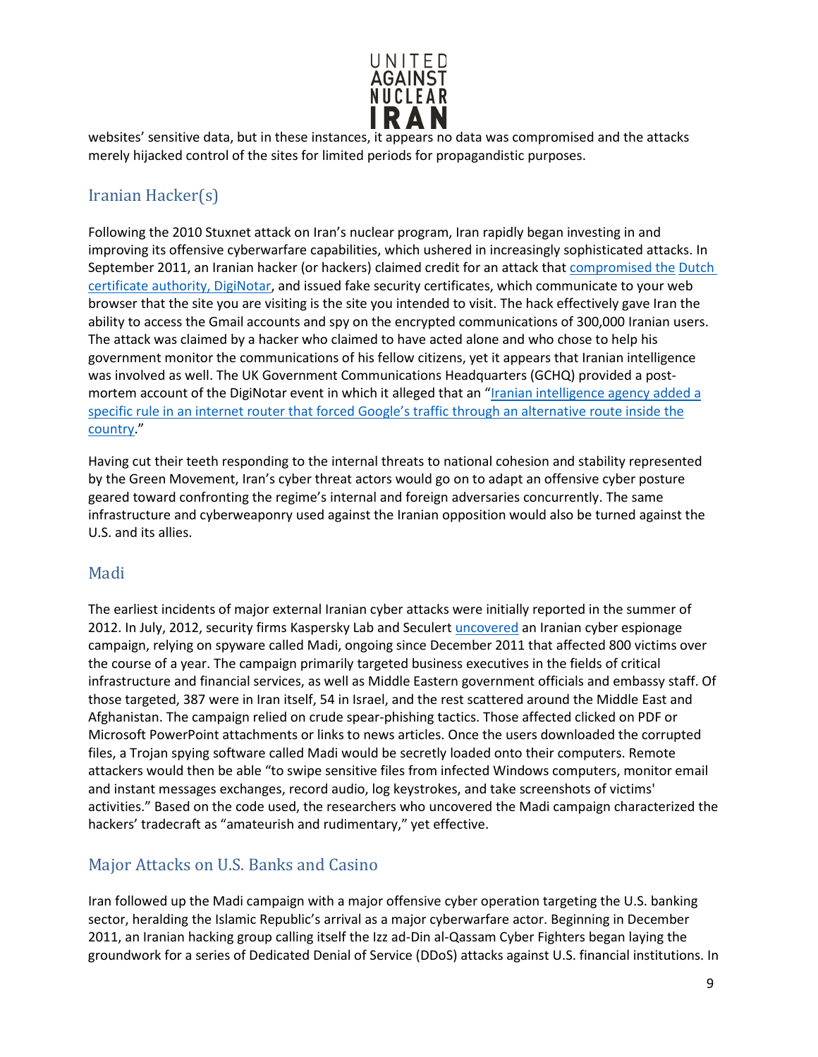websites' sensitive data, but in these instances, it appears no data was compromised and the attacks merely hijacked control of the sites for limited periods for propagandistic purposes.

## Iranian Hacker(s)

Following the 2010 Stuxnet attack on Iran's nuclear program, Iran rapidly began investing in and improving its offensive cyberwarfare capabilities, which ushered in increasingly sophisticated attacks. In September 2011, an Iranian hacker (or hackers) claimed credit for an attack that compromised the Dutch certificate authority, DigiNotar, and issued fake security certificates, which communicate to your web browser that the site you are visiting is the site you intended to visit. The hack effectively gave Iran the ability to access the Gmail accounts and spy on the encrypted communications of 300,000 Iranian users. The attack was claimed by a hacker who claimed to have acted alone and who chose to help his government monitor the communications of his fellow citizens, yet it appears that Iranian intelligence was involved as well. The UK Government Communications Headquarters (GCHQ) provided a post-mortem account of the DigiNotar event in which it alleged that an "Iranian intelligence agency added a specific rule in an internet router that forced Google's traffic through an alternative route inside the country."

Having cut their teeth responding to the internal threats to national cohesion and stability represented by the Green Movement, Iran's cyber threat actors would go on to adapt an offensive cyber posture geared toward confronting the regime's internal and foreign adversaries concurrently. The same infrastructure and cyberweaponry used against the Iranian opposition would also be turned against the U.S. and its allies.

## Madi

The earliest incidents of major external Iranian cyber attacks were initially reported in the summer of 2012. In July, 2012, security firms Kaspersky Lab and Seculert uncovered an Iranian cyber espionage campaign, relying on spyware called Madi, ongoing since December 2011 that affected 800 victims over the course of a year. The campaign primarily targeted business executives in the fields of critical infrastructure and financial services, as well as Middle Eastern government officials and embassy staff. Of those targeted, 387 were in Iran itself, 54 in Israel, and the rest scattered around the Middle East and Afghanistan. The campaign relied on crude spear-phishing tactics. Those affected clicked on PDF or Microsoft PowerPoint attachments or links to news articles. Once the users downloaded the corrupted files, a Trojan spying software called Madi would be secretly loaded onto their computers. Remote attackers would then be able "to swipe sensitive files from infected Windows computers, monitor email and instant messages exchanges, record audio, log keystrokes, and take screenshots of victims' activities." Based on the code used, the researchers who uncovered the Madi campaign characterized the hackers' tradecraft as "amateurish and rudimentary," yet effective.

## Major Attacks on U.S. Banks and Casino

Iran followed up the Madi campaign with a major offensive cyber operation targeting the U.S. banking sector, heralding the Islamic Republic's arrival as a major cyberwarfare actor. Beginning in December 2011, an Iranian hacking group calling itself the Izz ad-Din al-Qassam Cyber Fighters began laying the groundwork for a series of Dedicated Denial of Service (DDoS) attacks against U.S. financial institutions. In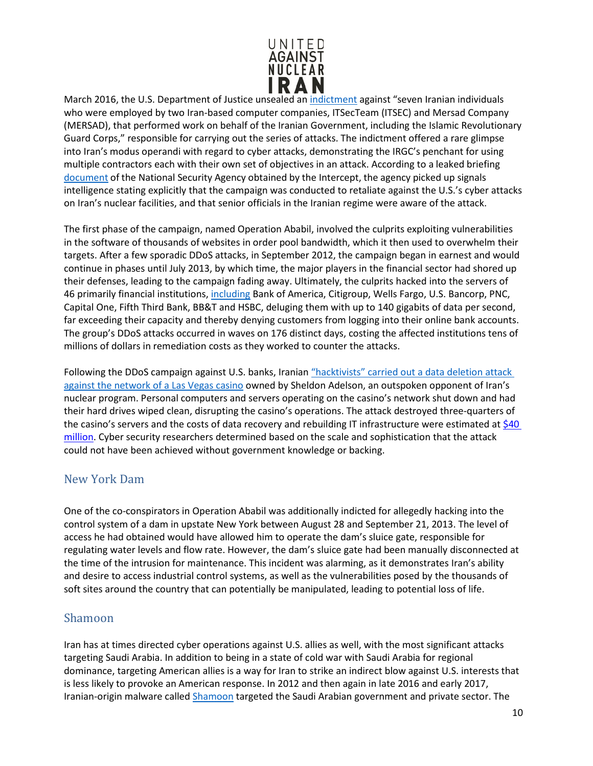March 2016, the U.S. Department of Justice unsealed an indictment against "seven Iranian individuals who were employed by two Iran-based computer companies, ITSecTeam (ITSEC) and Mersad Company (MERSAD), that performed work on behalf of the Iranian Government, including the Islamic Revolutionary Guard Corps," responsible for carrying out the series of attacks. The indictment offered a rare glimpse into Iran's modus operandi with regard to cyber attacks, demonstrating the IRGC's penchant for using multiple contractors each with their own set of objectives in an attack. According to a leaked briefing document of the National Security Agency obtained by the Intercept, the agency picked up signals intelligence stating explicitly that the campaign was conducted to retaliate against the U.S.'s cyber attacks on Iran's nuclear facilities, and that senior officials in the Iranian regime were aware of the attack.

The first phase of the campaign, named Operation Ababil, involved the culprits exploiting vulnerabilities in the software of thousands of websites in order pool bandwidth, which it then used to overwhelm their targets. After a few sporadic DDoS attacks, in September 2012, the campaign began in earnest and would continue in phases until July 2013, by which time, the major players in the financial sector had shored up their defenses, leading to the campaign fading away. Ultimately, the culprits hacked into the servers of 46 primarily financial institutions, including Bank of America, Citigroup, Wells Fargo, U.S. Bancorp, PNC, Capital One, Fifth Third Bank, BB&T and HSBC, deluging them with up to 140 gigabits of data per second, far exceeding their capacity and thereby denying customers from logging into their online bank accounts. The group's DDoS attacks occurred in waves on 176 distinct days, costing the affected institutions tens of millions of dollars in remediation costs as they worked to counter the attacks.

Following the DDoS campaign against U.S. banks, Iranian "hacktivists" carried out a data deletion attack against the network of a Las Vegas casino owned by Sheldon Adelson, an outspoken opponent of Iran's nuclear program. Personal computers and servers operating on the casino's network shut down and had their hard drives wiped clean, disrupting the casino's operations. The attack destroyed three-quarters of the casino's servers and the costs of data recovery and rebuilding IT infrastructure were estimated at $40 million. Cyber security researchers determined based on the scale and sophistication that the attack could not have been achieved without government knowledge or backing.

## New York Dam

One of the co-conspirators in Operation Ababil was additionally indicted for allegedly hacking into the control system of a dam in upstate New York between August 28 and September 21, 2013. The level of access he had obtained would have allowed him to operate the dam's sluice gate, responsible for regulating water levels and flow rate. However, the dam's sluice gate had been manually disconnected at the time of the intrusion for maintenance. This incident was alarming, as it demonstrates Iran's ability and desire to access industrial control systems, as well as the vulnerabilities posed by the thousands of soft sites around the country that can potentially be manipulated, leading to potential loss of life.

## Shamoon

Iran has at times directed cyber operations against U.S. allies as well, with the most significant attacks targeting Saudi Arabia. In addition to being in a state of cold war with Saudi Arabia for regional dominance, targeting American allies is a way for Iran to strike an indirect blow against U.S. interests that is less likely to provoke an American response. In 2012 and then again in late 2016 and early 2017, Iranian-origin malware called Shamoon targeted the Saudi Arabian government and private sector. The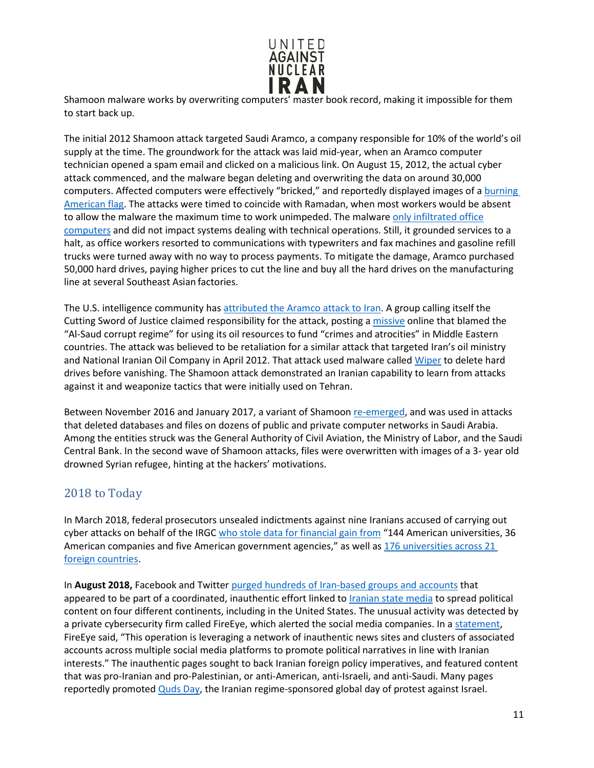Shamoon malware works by overwriting computers' master book record, making it impossible for them to start back up.

The initial 2012 Shamoon attack targeted Saudi Aramco, a company responsible for 10% of the world's oil supply at the time. The groundwork for the attack was laid mid-year, when an Aramco computer technician opened a spam email and clicked on a malicious link. On August 15, 2012, the actual cyber attack commenced, and the malware began deleting and overwriting the data on around 30,000 computers. Affected computers were effectively "bricked," and reportedly displayed images of a burning American flag. The attacks were timed to coincide with Ramadan, when most workers would be absent to allow the malware the maximum time to work unimpeded. The malware only infiltrated office computers and did not impact systems dealing with technical operations. Still, it grounded services to a halt, as office workers resorted to communications with typewriters and fax machines and gasoline refill trucks were turned away with no way to process payments. To mitigate the damage, Aramco purchased 50,000 hard drives, paying higher prices to cut the line and buy all the hard drives on the manufacturing line at several Southeast Asian factories.

The U.S. intelligence community has attributed the Aramco attack to Iran. A group calling itself the Cutting Sword of Justice claimed responsibility for the attack, posting a missive online that blamed the "Al-Saud corrupt regime" for using its oil resources to fund "crimes and atrocities" in Middle Eastern countries. The attack was believed to be retaliation for a similar attack that targeted Iran's oil ministry and National Iranian Oil Company in April 2012. That attack used malware called Wiper to delete hard drives before vanishing. The Shamoon attack demonstrated an Iranian capability to learn from attacks against it and weaponize tactics that were initially used on Tehran.

Between November 2016 and January 2017, a variant of Shamoon re-emerged, and was used in attacks that deleted databases and files on dozens of public and private computer networks in Saudi Arabia. Among the entities struck was the General Authority of Civil Aviation, the Ministry of Labor, and the Saudi Central Bank. In the second wave of Shamoon attacks, files were overwritten with images of a 3- year old drowned Syrian refugee, hinting at the hackers' motivations.

## 2018 to Today

In March 2018, federal prosecutors unsealed indictments against nine Iranians accused of carrying out cyber attacks on behalf of the IRGC who stole data for financial gain from "144 American universities, 36 American companies and five American government agencies," as well as 176 universities across 21 foreign countries.

In **August 2018,** Facebook and Twitter purged hundreds of Iran-based groups and accounts that appeared to be part of a coordinated, inauthentic effort linked to Iranian state media to spread political content on four different continents, including in the United States. The unusual activity was detected by a private cybersecurity firm called FireEye, which alerted the social media companies. In a statement, FireEye said, "This operation is leveraging a network of inauthentic news sites and clusters of associated accounts across multiple social media platforms to promote political narratives in line with Iranian interests." The inauthentic pages sought to back Iranian foreign policy imperatives, and featured content that was pro-Iranian and pro-Palestinian, or anti-American, anti-Israeli, and anti-Saudi. Many pages reportedly promoted Quds Day, the Iranian regime-sponsored global day of protest against Israel.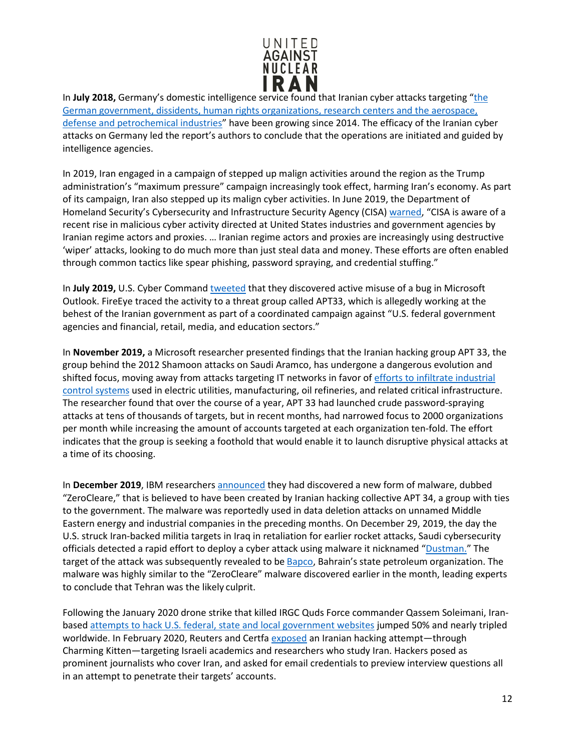In **July 2018,** Germany's domestic intelligence service found that Iranian cyber attacks targeting "the German government, dissidents, human rights organizations, research centers and the aerospace, defense and petrochemical industries" have been growing since 2014. The efficacy of the Iranian cyber attacks on Germany led the report's authors to conclude that the operations are initiated and guided by intelligence agencies.

In 2019, Iran engaged in a campaign of stepped up malign activities around the region as the Trump administration's "maximum pressure" campaign increasingly took effect, harming Iran's economy. As part of its campaign, Iran also stepped up its malign cyber activities. In June 2019, the Department of Homeland Security's Cybersecurity and Infrastructure Security Agency (CISA) warned, "CISA is aware of a recent rise in malicious cyber activity directed at United States industries and government agencies by Iranian regime actors and proxies. … Iranian regime actors and proxies are increasingly using destructive 'wiper' attacks, looking to do much more than just steal data and money. These efforts are often enabled through common tactics like spear phishing, password spraying, and credential stuffing."

In **July 2019,** U.S. Cyber Command tweeted that they discovered active misuse of a bug in Microsoft Outlook. FireEye traced the activity to a threat group called APT33, which is allegedly working at the behest of the Iranian government as part of a coordinated campaign against "U.S. federal government agencies and financial, retail, media, and education sectors."

In **November 2019,** a Microsoft researcher presented findings that the Iranian hacking group APT 33, the group behind the 2012 Shamoon attacks on Saudi Aramco, has undergone a dangerous evolution and shifted focus, moving away from attacks targeting IT networks in favor of efforts to infiltrate industrial control systems used in electric utilities, manufacturing, oil refineries, and related critical infrastructure. The researcher found that over the course of a year, APT 33 had launched crude password-spraying attacks at tens of thousands of targets, but in recent months, had narrowed focus to 2000 organizations per month while increasing the amount of accounts targeted at each organization ten-fold. The effort indicates that the group is seeking a foothold that would enable it to launch disruptive physical attacks at a time of its choosing.

In **December 2019**, IBM researchers announced they had discovered a new form of malware, dubbed "ZeroCleare," that is believed to have been created by Iranian hacking collective APT 34, a group with ties to the government. The malware was reportedly used in data deletion attacks on unnamed Middle Eastern energy and industrial companies in the preceding months. On December 29, 2019, the day the U.S. struck Iran-backed militia targets in Iraq in retaliation for earlier rocket attacks, Saudi cybersecurity officials detected a rapid effort to deploy a cyber attack using malware it nicknamed "Dustman." The target of the attack was subsequently revealed to be Bapco, Bahrain's state petroleum organization. The malware was highly similar to the "ZeroCleare" malware discovered earlier in the month, leading experts to conclude that Tehran was the likely culprit.

Following the January 2020 drone strike that killed IRGC Quds Force commander Qassem Soleimani, Iran-based attempts to hack U.S. federal, state and local government websites jumped 50% and nearly tripled worldwide. In February 2020, Reuters and Certfa exposed an Iranian hacking attempt—through Charming Kitten—targeting Israeli academics and researchers who study Iran. Hackers posed as prominent journalists who cover Iran, and asked for email credentials to preview interview questions all in an attempt to penetrate their targets' accounts.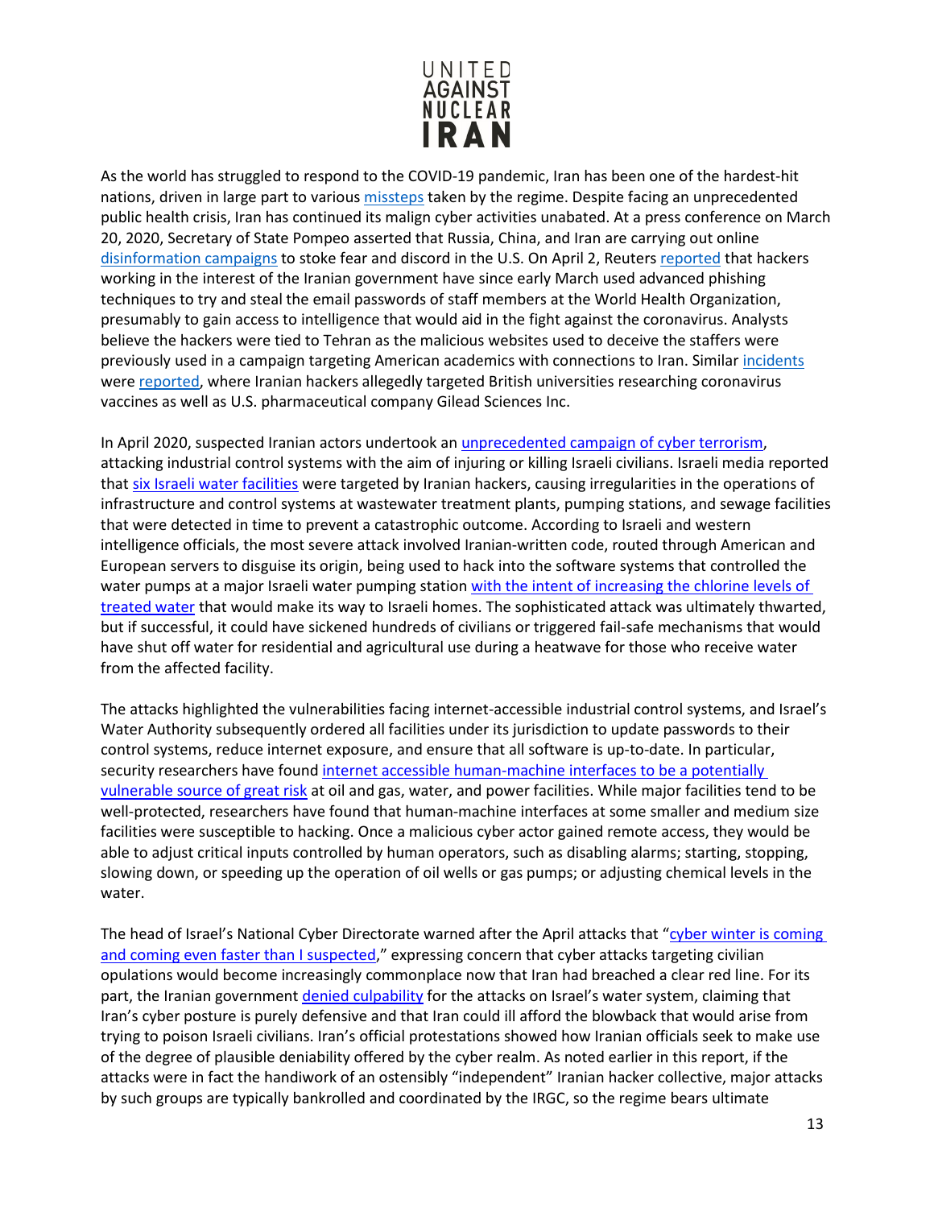As the world has struggled to respond to the COVID-19 pandemic, Iran has been one of the hardest-hit nations, driven in large part to various missteps taken by the regime. Despite facing an unprecedented public health crisis, Iran has continued its malign cyber activities unabated. At a press conference on March 20, 2020, Secretary of State Pompeo asserted that Russia, China, and Iran are carrying out online disinformation campaigns to stoke fear and discord in the U.S. On April 2, Reuters reported that hackers working in the interest of the Iranian government have since early March used advanced phishing techniques to try and steal the email passwords of staff members at the World Health Organization, presumably to gain access to intelligence that would aid in the fight against the coronavirus. Analysts believe the hackers were tied to Tehran as the malicious websites used to deceive the staffers were previously used in a campaign targeting American academics with connections to Iran. Similar incidents were reported, where Iranian hackers allegedly targeted British universities researching coronavirus vaccines as well as U.S. pharmaceutical company Gilead Sciences Inc.

In April 2020, suspected Iranian actors undertook an unprecedented campaign of cyber terrorism, attacking industrial control systems with the aim of injuring or killing Israeli civilians. Israeli media reported that six Israeli water facilities were targeted by Iranian hackers, causing irregularities in the operations of infrastructure and control systems at wastewater treatment plants, pumping stations, and sewage facilities that were detected in time to prevent a catastrophic outcome. According to Israeli and western intelligence officials, the most severe attack involved Iranian-written code, routed through American and European servers to disguise its origin, being used to hack into the software systems that controlled the water pumps at a major Israeli water pumping station with the intent of increasing the chlorine levels of treated water that would make its way to Israeli homes. The sophisticated attack was ultimately thwarted, but if successful, it could have sickened hundreds of civilians or triggered fail-safe mechanisms that would have shut off water for residential and agricultural use during a heatwave for those who receive water from the affected facility.

The attacks highlighted the vulnerabilities facing internet-accessible industrial control systems, and Israel's Water Authority subsequently ordered all facilities under its jurisdiction to update passwords to their control systems, reduce internet exposure, and ensure that all software is up-to-date. In particular, security researchers have found internet accessible human-machine interfaces to be a potentially vulnerable source of great risk at oil and gas, water, and power facilities. While major facilities tend to be well-protected, researchers have found that human-machine interfaces at some smaller and medium size facilities were susceptible to hacking. Once a malicious cyber actor gained remote access, they would be able to adjust critical inputs controlled by human operators, such as disabling alarms; starting, stopping, slowing down, or speeding up the operation of oil wells or gas pumps; or adjusting chemical levels in the water.

The head of Israel's National Cyber Directorate warned after the April attacks that "cyber winter is coming and coming even faster than I suspected," expressing concern that cyber attacks targeting civilian opulations would become increasingly commonplace now that Iran had breached a clear red line. For its part, the Iranian government denied culpability for the attacks on Israel's water system, claiming that Iran's cyber posture is purely defensive and that Iran could ill afford the blowback that would arise from trying to poison Israeli civilians. Iran's official protestations showed how Iranian officials seek to make use of the degree of plausible deniability offered by the cyber realm. As noted earlier in this report, if the attacks were in fact the handiwork of an ostensibly "independent" Iranian hacker collective, major attacks by such groups are typically bankrolled and coordinated by the IRGC, so the regime bears ultimate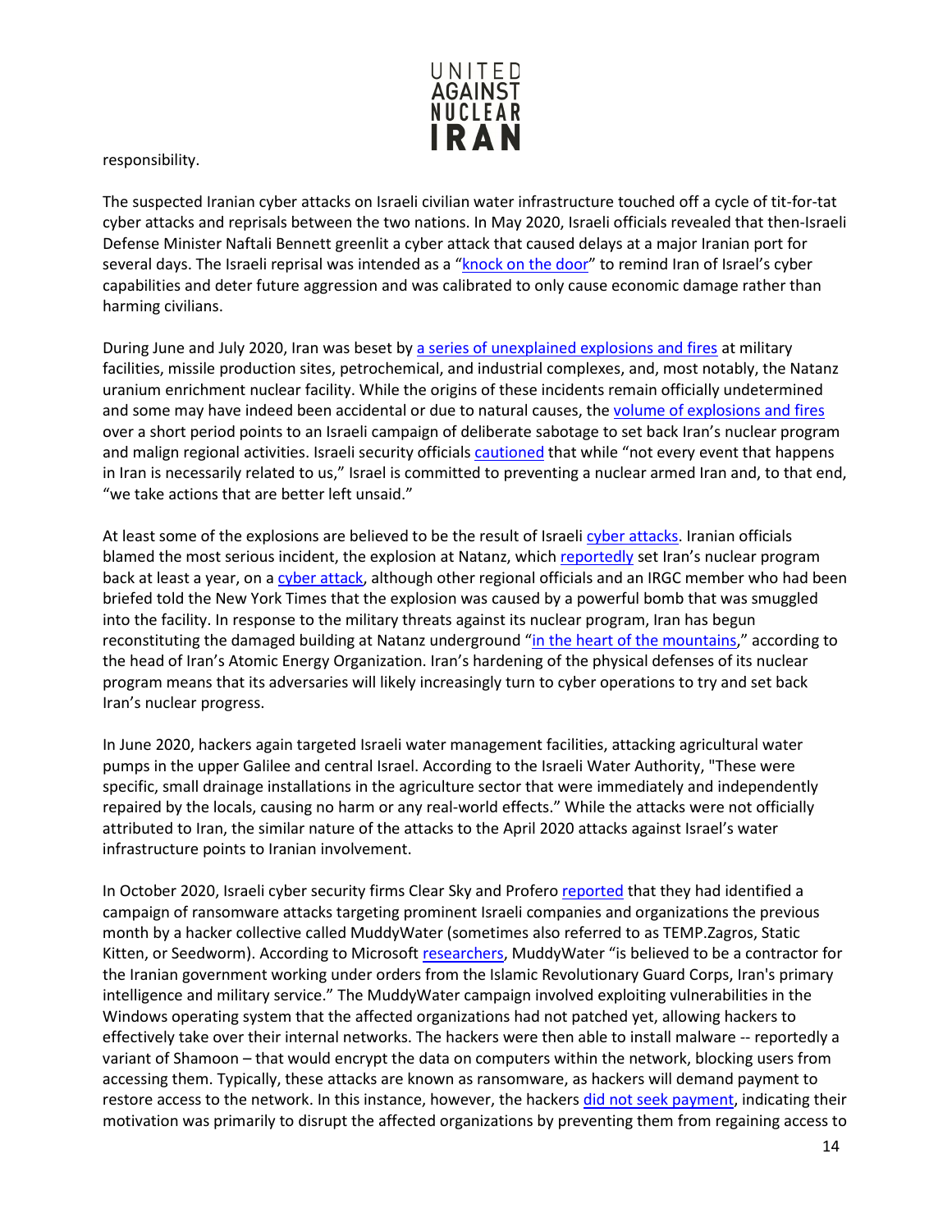responsibility.

The suspected Iranian cyber attacks on Israeli civilian water infrastructure touched off a cycle of tit-for-tat cyber attacks and reprisals between the two nations. In May 2020, Israeli officials revealed that then-Israeli Defense Minister Naftali Bennett greenlit a cyber attack that caused delays at a major Iranian port for several days. The Israeli reprisal was intended as a "knock on the door" to remind Iran of Israel's cyber capabilities and deter future aggression and was calibrated to only cause economic damage rather than harming civilians.

During June and July 2020, Iran was beset by a series of unexplained explosions and fires at military facilities, missile production sites, petrochemical, and industrial complexes, and, most notably, the Natanz uranium enrichment nuclear facility. While the origins of these incidents remain officially undetermined and some may have indeed been accidental or due to natural causes, the volume of explosions and fires over a short period points to an Israeli campaign of deliberate sabotage to set back Iran's nuclear program and malign regional activities. Israeli security officials cautioned that while "not every event that happens in Iran is necessarily related to us," Israel is committed to preventing a nuclear armed Iran and, to that end, "we take actions that are better left unsaid."

At least some of the explosions are believed to be the result of Israeli cyber attacks. Iranian officials blamed the most serious incident, the explosion at Natanz, which reportedly set Iran's nuclear program back at least a year, on a cyber attack, although other regional officials and an IRGC member who had been briefed told the New York Times that the explosion was caused by a powerful bomb that was smuggled into the facility. In response to the military threats against its nuclear program, Iran has begun reconstituting the damaged building at Natanz underground "in the heart of the mountains," according to the head of Iran's Atomic Energy Organization. Iran's hardening of the physical defenses of its nuclear program means that its adversaries will likely increasingly turn to cyber operations to try and set back Iran's nuclear progress.

In June 2020, hackers again targeted Israeli water management facilities, attacking agricultural water pumps in the upper Galilee and central Israel. According to the Israeli Water Authority, "These were specific, small drainage installations in the agriculture sector that were immediately and independently repaired by the locals, causing no harm or any real-world effects." While the attacks were not officially attributed to Iran, the similar nature of the attacks to the April 2020 attacks against Israel's water infrastructure points to Iranian involvement.

In October 2020, Israeli cyber security firms Clear Sky and Profero reported that they had identified a campaign of ransomware attacks targeting prominent Israeli companies and organizations the previous month by a hacker collective called MuddyWater (sometimes also referred to as TEMP.Zagros, Static Kitten, or Seedworm). According to Microsoft researchers, MuddyWater "is believed to be a contractor for the Iranian government working under orders from the Islamic Revolutionary Guard Corps, Iran's primary intelligence and military service." The MuddyWater campaign involved exploiting vulnerabilities in the Windows operating system that the affected organizations had not patched yet, allowing hackers to effectively take over their internal networks. The hackers were then able to install malware -- reportedly a variant of Shamoon – that would encrypt the data on computers within the network, blocking users from accessing them. Typically, these attacks are known as ransomware, as hackers will demand payment to restore access to the network. In this instance, however, the hackers did not seek payment, indicating their motivation was primarily to disrupt the affected organizations by preventing them from regaining access to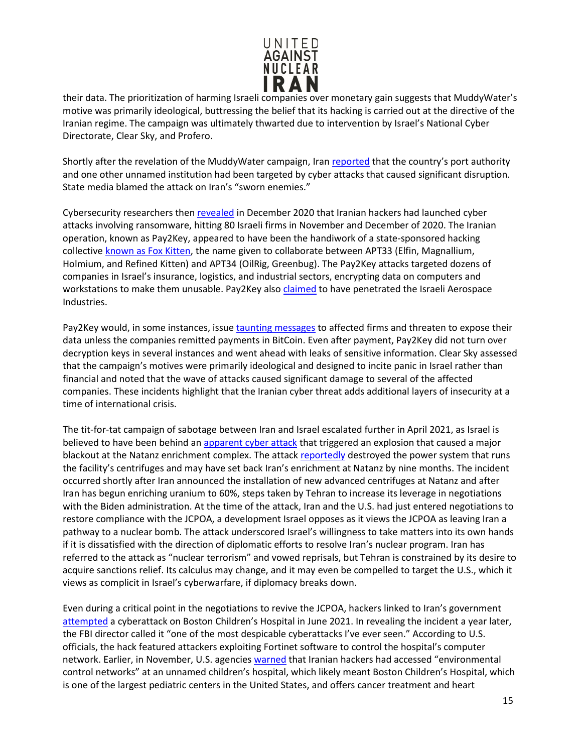their data. The prioritization of harming Israeli companies over monetary gain suggests that MuddyWater's motive was primarily ideological, buttressing the belief that its hacking is carried out at the directive of the Iranian regime. The campaign was ultimately thwarted due to intervention by Israel's National Cyber Directorate, Clear Sky, and Profero.

Shortly after the revelation of the MuddyWater campaign, Iran reported that the country's port authority and one other unnamed institution had been targeted by cyber attacks that caused significant disruption. State media blamed the attack on Iran's "sworn enemies."

Cybersecurity researchers then revealed in December 2020 that Iranian hackers had launched cyber attacks involving ransomware, hitting 80 Israeli firms in November and December of 2020. The Iranian operation, known as Pay2Key, appeared to have been the handiwork of a state-sponsored hacking collective known as Fox Kitten, the name given to collaborate between APT33 (Elfin, Magnallium, Holmium, and Refined Kitten) and APT34 (OilRig, Greenbug). The Pay2Key attacks targeted dozens of companies in Israel's insurance, logistics, and industrial sectors, encrypting data on computers and workstations to make them unusable. Pay2Key also claimed to have penetrated the Israeli Aerospace Industries.

Pay2Key would, in some instances, issue taunting messages to affected firms and threaten to expose their data unless the companies remitted payments in BitCoin. Even after payment, Pay2Key did not turn over decryption keys in several instances and went ahead with leaks of sensitive information. Clear Sky assessed that the campaign's motives were primarily ideological and designed to incite panic in Israel rather than financial and noted that the wave of attacks caused significant damage to several of the affected companies. These incidents highlight that the Iranian cyber threat adds additional layers of insecurity at a time of international crisis.

The tit-for-tat campaign of sabotage between Iran and Israel escalated further in April 2021, as Israel is believed to have been behind an apparent cyber attack that triggered an explosion that caused a major blackout at the Natanz enrichment complex. The attack reportedly destroyed the power system that runs the facility's centrifuges and may have set back Iran's enrichment at Natanz by nine months. The incident occurred shortly after Iran announced the installation of new advanced centrifuges at Natanz and after Iran has begun enriching uranium to 60%, steps taken by Tehran to increase its leverage in negotiations with the Biden administration. At the time of the attack, Iran and the U.S. had just entered negotiations to restore compliance with the JCPOA, a development Israel opposes as it views the JCPOA as leaving Iran a pathway to a nuclear bomb. The attack underscored Israel's willingness to take matters into its own hands if it is dissatisfied with the direction of diplomatic efforts to resolve Iran's nuclear program. Iran has referred to the attack as "nuclear terrorism" and vowed reprisals, but Tehran is constrained by its desire to acquire sanctions relief. Its calculus may change, and it may even be compelled to target the U.S., which it views as complicit in Israel's cyberwarfare, if diplomacy breaks down.

Even during a critical point in the negotiations to revive the JCPOA, hackers linked to Iran's government attempted a cyberattack on Boston Children's Hospital in June 2021. In revealing the incident a year later, the FBI director called it "one of the most despicable cyberattacks I've ever seen." According to U.S. officials, the hack featured attackers exploiting Fortinet software to control the hospital's computer network. Earlier, in November, U.S. agencies warned that Iranian hackers had accessed "environmental control networks" at an unnamed children's hospital, which likely meant Boston Children's Hospital, which is one of the largest pediatric centers in the United States, and offers cancer treatment and heart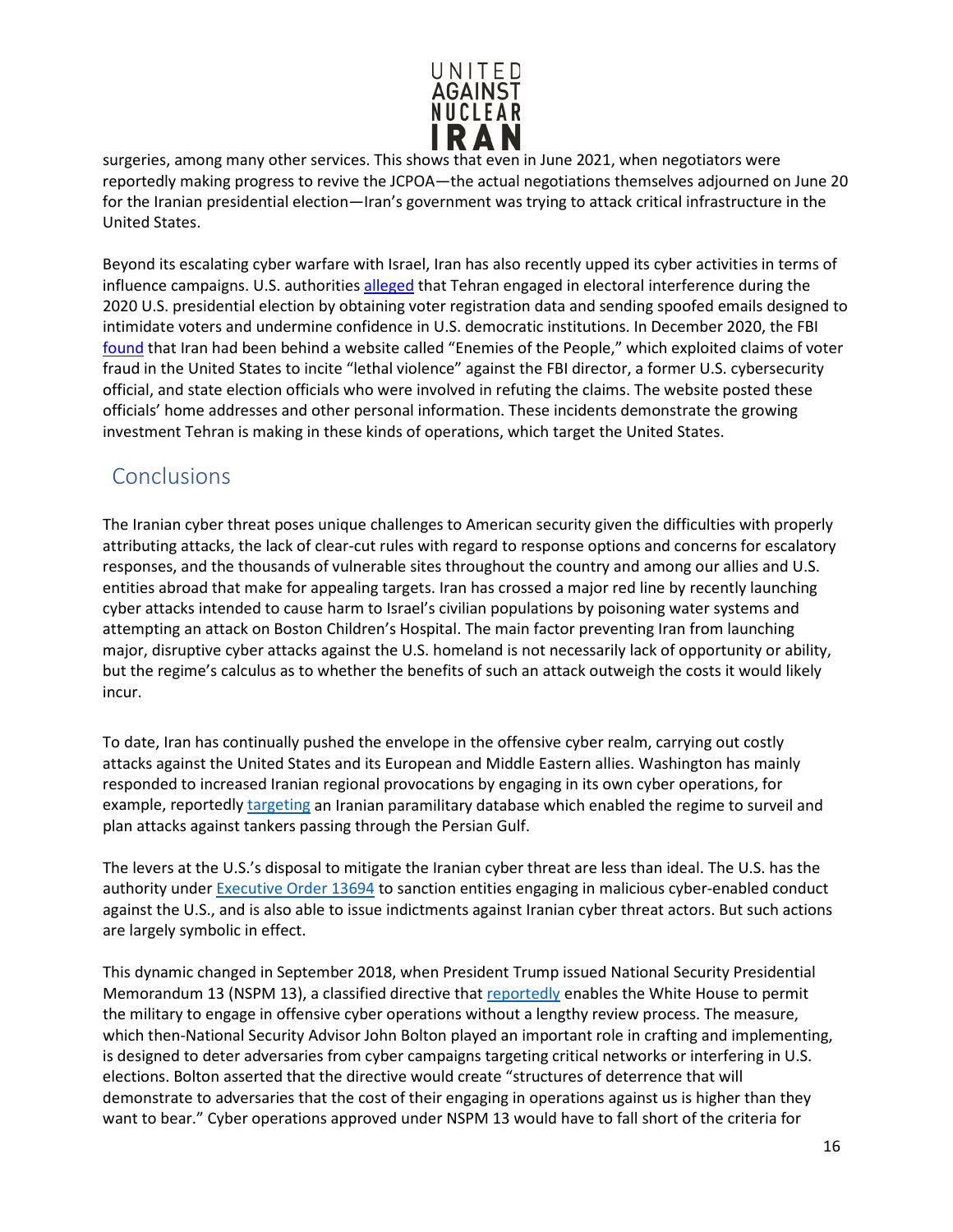surgeries, among many other services. This shows that even in June 2021, when negotiators were reportedly making progress to revive the JCPOA—the actual negotiations themselves adjourned on June 20 for the Iranian presidential election—Iran's government was trying to attack critical infrastructure in the United States.

Beyond its escalating cyber warfare with Israel, Iran has also recently upped its cyber activities in terms of influence campaigns. U.S. authorities alleged that Tehran engaged in electoral interference during the 2020 U.S. presidential election by obtaining voter registration data and sending spoofed emails designed to intimidate voters and undermine confidence in U.S. democratic institutions. In December 2020, the FBI found that Iran had been behind a website called "Enemies of the People," which exploited claims of voter fraud in the United States to incite "lethal violence" against the FBI director, a former U.S. cybersecurity official, and state election officials who were involved in refuting the claims. The website posted these officials' home addresses and other personal information. These incidents demonstrate the growing investment Tehran is making in these kinds of operations, which target the United States.

## Conclusions

The Iranian cyber threat poses unique challenges to American security given the difficulties with properly attributing attacks, the lack of clear-cut rules with regard to response options and concerns for escalatory responses, and the thousands of vulnerable sites throughout the country and among our allies and U.S. entities abroad that make for appealing targets. Iran has crossed a major red line by recently launching cyber attacks intended to cause harm to Israel's civilian populations by poisoning water systems and attempting an attack on Boston Children's Hospital. The main factor preventing Iran from launching major, disruptive cyber attacks against the U.S. homeland is not necessarily lack of opportunity or ability, but the regime's calculus as to whether the benefits of such an attack outweigh the costs it would likely incur.

To date, Iran has continually pushed the envelope in the offensive cyber realm, carrying out costly attacks against the United States and its European and Middle Eastern allies. Washington has mainly responded to increased Iranian regional provocations by engaging in its own cyber operations, for example, reportedly targeting an Iranian paramilitary database which enabled the regime to surveil and plan attacks against tankers passing through the Persian Gulf.

The levers at the U.S.'s disposal to mitigate the Iranian cyber threat are less than ideal. The U.S. has the authority under Executive Order 13694 to sanction entities engaging in malicious cyber-enabled conduct against the U.S., and is also able to issue indictments against Iranian cyber threat actors. But such actions are largely symbolic in effect.

This dynamic changed in September 2018, when President Trump issued National Security Presidential Memorandum 13 (NSPM 13), a classified directive that reportedly enables the White House to permit the military to engage in offensive cyber operations without a lengthy review process. The measure, which then-National Security Advisor John Bolton played an important role in crafting and implementing, is designed to deter adversaries from cyber campaigns targeting critical networks or interfering in U.S. elections. Bolton asserted that the directive would create "structures of deterrence that will demonstrate to adversaries that the cost of their engaging in operations against us is higher than they want to bear." Cyber operations approved under NSPM 13 would have to fall short of the criteria for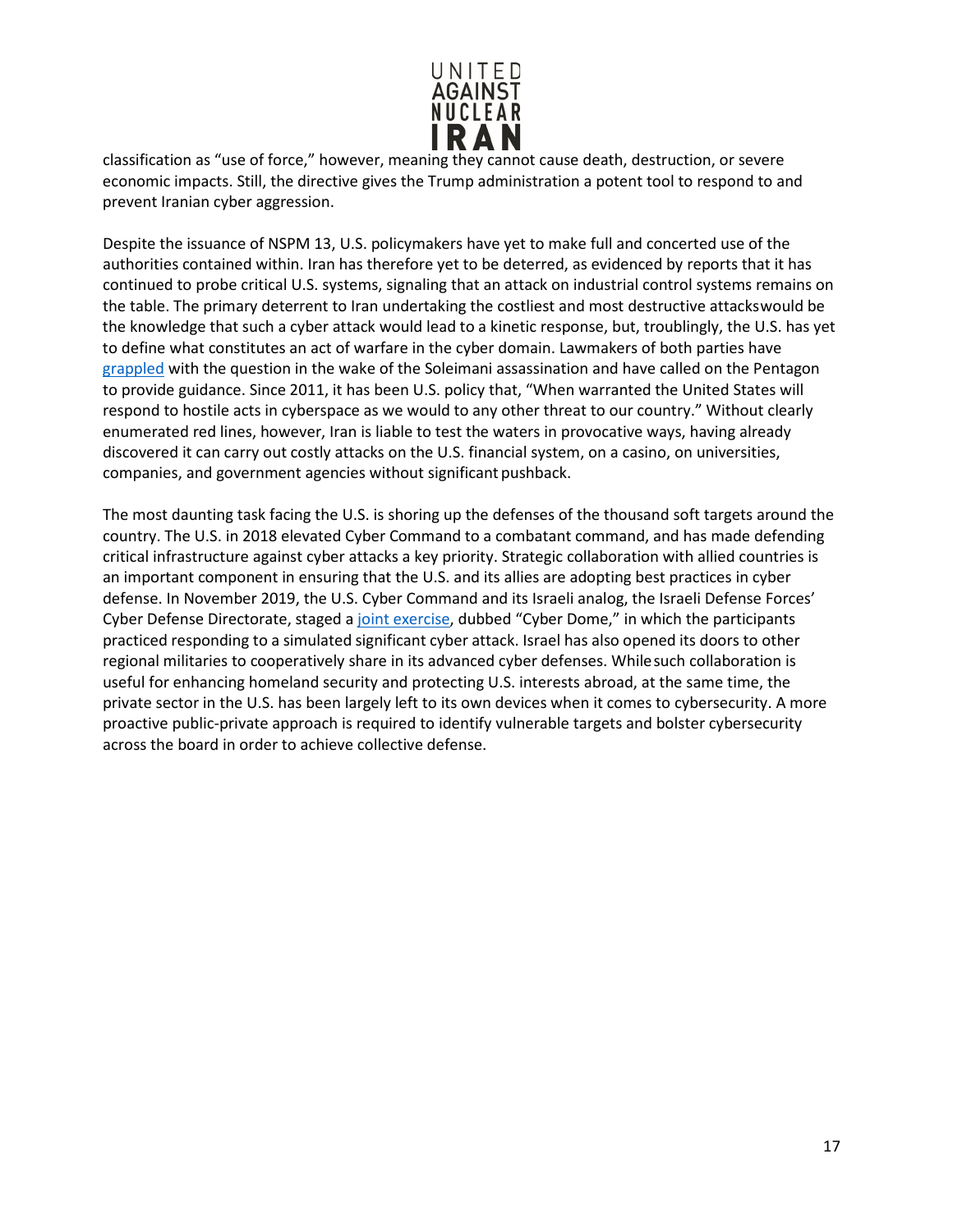classification as "use of force," however, meaning they cannot cause death, destruction, or severe economic impacts. Still, the directive gives the Trump administration a potent tool to respond to and prevent Iranian cyber aggression.

Despite the issuance of NSPM 13, U.S. policymakers have yet to make full and concerted use of the authorities contained within. Iran has therefore yet to be deterred, as evidenced by reports that it has continued to probe critical U.S. systems, signaling that an attack on industrial control systems remains on the table. The primary deterrent to Iran undertaking the costliest and most destructive attacks would be the knowledge that such a cyber attack would lead to a kinetic response, but, troublingly, the U.S. has yet to define what constitutes an act of warfare in the cyber domain. Lawmakers of both parties have grappled with the question in the wake of the Soleimani assassination and have called on the Pentagon to provide guidance. Since 2011, it has been U.S. policy that, "When warranted the United States will respond to hostile acts in cyberspace as we would to any other threat to our country." Without clearly enumerated red lines, however, Iran is liable to test the waters in provocative ways, having already discovered it can carry out costly attacks on the U.S. financial system, on a casino, on universities, companies, and government agencies without significant pushback.

The most daunting task facing the U.S. is shoring up the defenses of the thousand soft targets around the country. The U.S. in 2018 elevated Cyber Command to a combatant command, and has made defending critical infrastructure against cyber attacks a key priority. Strategic collaboration with allied countries is an important component in ensuring that the U.S. and its allies are adopting best practices in cyber defense. In November 2019, the U.S. Cyber Command and its Israeli analog, the Israeli Defense Forces' Cyber Defense Directorate, staged a joint exercise, dubbed "Cyber Dome," in which the participants practiced responding to a simulated significant cyber attack. Israel has also opened its doors to other regional militaries to cooperatively share in its advanced cyber defenses. While such collaboration is useful for enhancing homeland security and protecting U.S. interests abroad, at the same time, the private sector in the U.S. has been largely left to its own devices when it comes to cybersecurity. A more proactive public-private approach is required to identify vulnerable targets and bolster cybersecurity across the board in order to achieve collective defense.